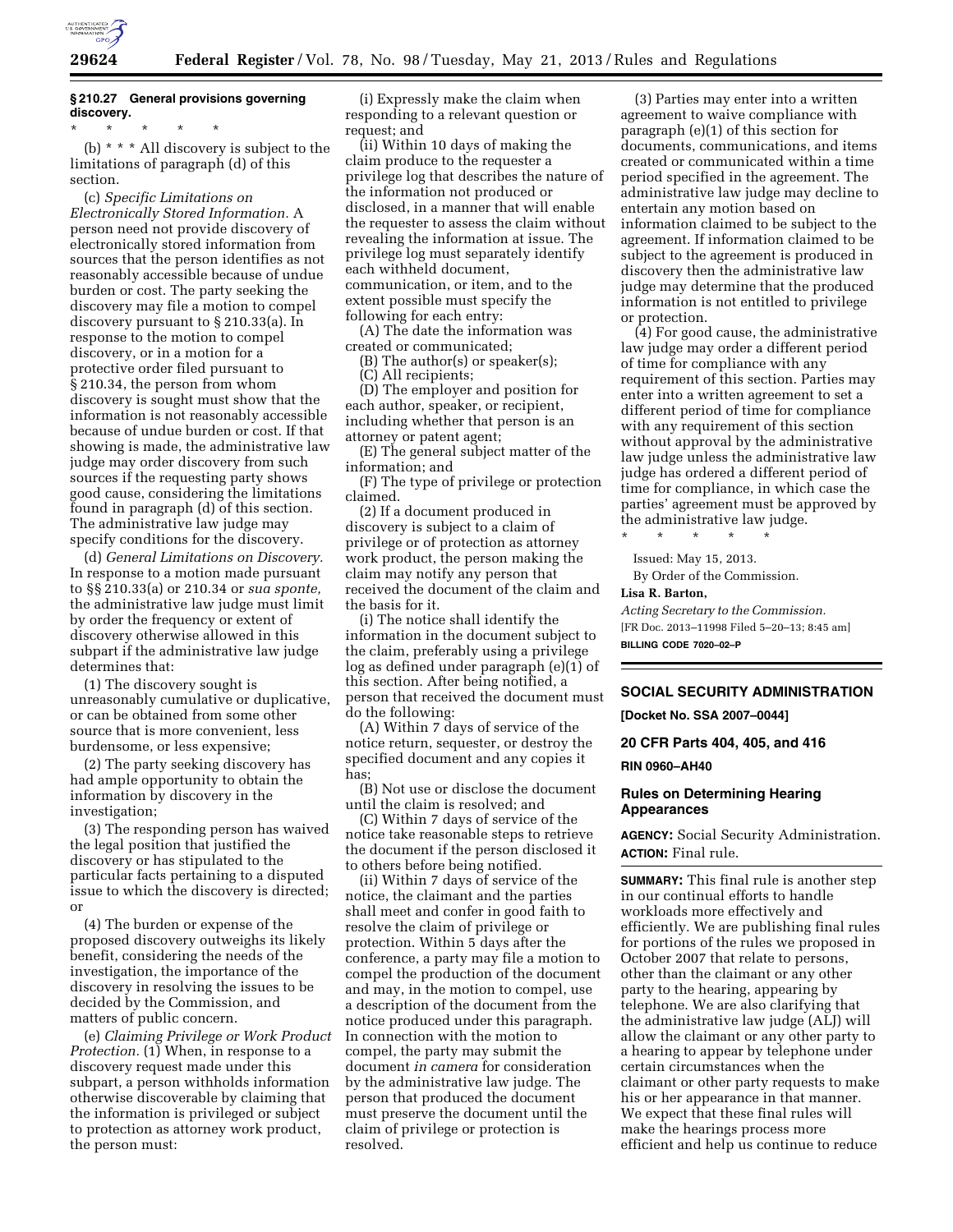### § 210.27 General provisions governing discovery.

\* \* \* \* \*

(b) \* \* \* All discovery is subject to the limitations of paragraph (d) of this section.

(c) *Specific Limitations on Electronically Stored Information.* A person need not provide discovery of electronically stored information from sources that the person identifies as not reasonably accessible because of undue burden or cost. The party seeking the discovery may file a motion to compel discovery pursuant to § 210.33(a). In response to the motion to compel discovery, or in a motion for a protective order filed pursuant to § 210.34, the person from whom discovery is sought must show that the information is not reasonably accessible because of undue burden or cost. If that showing is made, the administrative law judge may order discovery from such sources if the requesting party shows good cause, considering the limitations found in paragraph (d) of this section. The administrative law judge may specify conditions for the discovery.

(d) *General Limitations on Discovery.* In response to a motion made pursuant to §§ 210.33(a) or 210.34 or *sua sponte,* the administrative law judge must limit by order the frequency or extent of discovery otherwise allowed in this subpart if the administrative law judge determines that:

(1) The discovery sought is unreasonably cumulative or duplicative, or can be obtained from some other source that is more convenient, less burdensome, or less expensive;

(2) The party seeking discovery has had ample opportunity to obtain the information by discovery in the investigation;

(3) The responding person has waived the legal position that justified the discovery or has stipulated to the particular facts pertaining to a disputed issue to which the discovery is directed; or

(4) The burden or expense of the proposed discovery outweighs its likely benefit, considering the needs of the investigation, the importance of the discovery in resolving the issues to be decided by the Commission, and matters of public concern.

(e) *Claiming Privilege or Work Product Protection.* (1) When, in response to a discovery request made under this subpart, a person withholds information otherwise discoverable by claiming that the information is privileged or subject to protection as attorney work product, the person must:

(i) Expressly make the claim when responding to a relevant question or request; and

(ii) Within 10 days of making the claim produce to the requester a privilege log that describes the nature of the information not produced or disclosed, in a manner that will enable the requester to assess the claim without revealing the information at issue. The privilege log must separately identify each withheld document, communication, or item, and to the extent possible must specify the following for each entry:

(A) The date the information was created or communicated;

(B) The author(s) or speaker(s);

(C) All recipients;

(D) The employer and position for each author, speaker, or recipient, including whether that person is an attorney or patent agent;

(E) The general subject matter of the information; and

(F) The type of privilege or protection claimed.

(2) If a document produced in discovery is subject to a claim of privilege or of protection as attorney work product, the person making the claim may notify any person that received the document of the claim and the basis for it.

(i) The notice shall identify the information in the document subject to the claim, preferably using a privilege log as defined under paragraph (e)(1) of this section. After being notified, a person that received the document must do the following:

(A) Within 7 days of service of the notice return, sequester, or destroy the specified document and any copies it has;

(B) Not use or disclose the document until the claim is resolved; and

(C) Within 7 days of service of the notice take reasonable steps to retrieve the document if the person disclosed it to others before being notified.

(ii) Within 7 days of service of the notice, the claimant and the parties shall meet and confer in good faith to resolve the claim of privilege or protection. Within 5 days after the conference, a party may file a motion to compel the production of the document and may, in the motion to compel, use a description of the document from the notice produced under this paragraph. In connection with the motion to compel, the party may submit the document *in camera* for consideration by the administrative law judge. The person that produced the document must preserve the document until the claim of privilege or protection is resolved.

(3) Parties may enter into a written agreement to waive compliance with paragraph (e)(1) of this section for documents, communications, and items created or communicated within a time period specified in the agreement. The administrative law judge may decline to entertain any motion based on information claimed to be subject to the agreement. If information claimed to be subject to the agreement is produced in discovery then the administrative law judge may determine that the produced information is not entitled to privilege or protection.

(4) For good cause, the administrative law judge may order a different period of time for compliance with any requirement of this section. Parties may enter into a written agreement to set a different period of time for compliance with any requirement of this section without approval by the administrative law judge unless the administrative law judge has ordered a different period of time for compliance, in which case the parties' agreement must be approved by the administrative law judge.

\* \* \* \* \*

Issued: May 15, 2013.

By Order of the Commission.

**Lisa R. Barton,**

*Acting Secretary to the Commission.*

[FR Doc. 2013–11998 Filed 5–20–13; 8:45 am]

**BILLING CODE 7020–02–P**

## SOCIAL SECURITY ADMINISTRATION

**[Docket No. SSA 2007–0044]**

**20 CFR Parts 404, 405, and 416**

**RIN 0960–AH40**

## Rules on Determining Hearing Appearances

**AGENCY:** Social Security Administration.

**ACTION:** Final rule.

**SUMMARY:** This final rule is another step in our continual efforts to handle workloads more effectively and efficiently. We are publishing final rules for portions of the rules we proposed in October 2007 that relate to persons, other than the claimant or any other party to the hearing, appearing by telephone. We are also clarifying that the administrative law judge (ALJ) will allow the claimant or any other party to a hearing to appear by telephone under certain circumstances when the claimant or other party requests to make his or her appearance in that manner. We expect that these final rules will make the hearings process more efficient and help us continue to reduce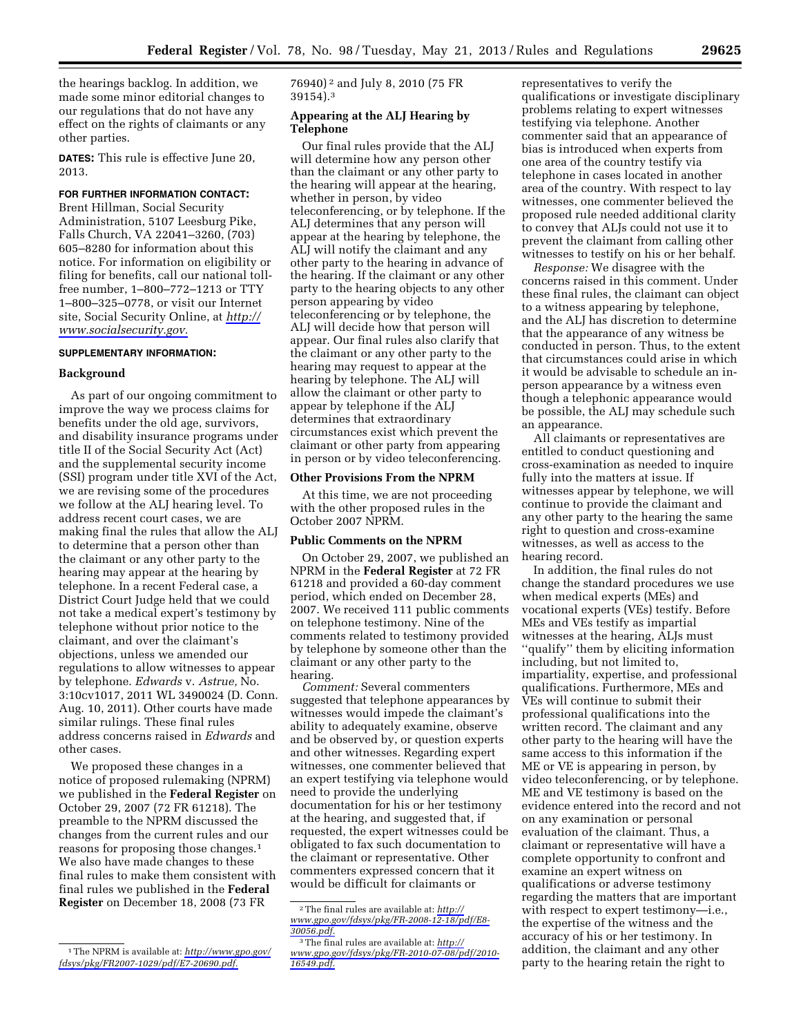the hearings backlog. In addition, we made some minor editorial changes to our regulations that do not have any effect on the rights of claimants or any other parties.

**DATES:** This rule is effective June 20, 2013.

**FOR FURTHER INFORMATION CONTACT:** Brent Hillman, Social Security Administration, 5107 Leesburg Pike, Falls Church, VA 22041–3260, (703) 605–8280 for information about this notice. For information on eligibility or filing for benefits, call our national toll-free number, 1–800–772–1213 or TTY 1–800–325–0778, or visit our Internet site, Social Security Online, at *http://www.socialsecurity.gov.*

**SUPPLEMENTARY INFORMATION:**

## Background

As part of our ongoing commitment to improve the way we process claims for benefits under the old age, survivors, and disability insurance programs under title II of the Social Security Act (Act) and the supplemental security income (SSI) program under title XVI of the Act, we are revising some of the procedures we follow at the ALJ hearing level. To address recent court cases, we are making final the rules that allow the ALJ to determine that a person other than the claimant or any other party to the hearing may appear at the hearing by telephone. In a recent Federal case, a District Court Judge held that we could not take a medical expert's testimony by telephone without prior notice to the claimant, and over the claimant's objections, unless we amended our regulations to allow witnesses to appear by telephone. *Edwards* v. *Astrue,* No. 3:10cv1017, 2011 WL 3490024 (D. Conn. Aug. 10, 2011). Other courts have made similar rulings. These final rules address concerns raised in *Edwards* and other cases.

We proposed these changes in a notice of proposed rulemaking (NPRM) we published in the **Federal Register** on October 29, 2007 (72 FR 61218). The preamble to the NPRM discussed the changes from the current rules and our reasons for proposing those changes.[1] We also have made changes to these final rules to make them consistent with final rules we published in the **Federal Register** on December 18, 2008 (73 FR 76940)[2] and July 8, 2010 (75 FR 39154).[3]

## Appearing at the ALJ Hearing by Telephone

Our final rules provide that the ALJ will determine how any person other than the claimant or any other party to the hearing will appear at the hearing, whether in person, by video teleconferencing, or by telephone. If the ALJ determines that any person will appear at the hearing by telephone, the ALJ will notify the claimant and any other party to the hearing in advance of the hearing. If the claimant or any other party to the hearing objects to any other person appearing by video teleconferencing or by telephone, the ALJ will decide how that person will appear. Our final rules also clarify that the claimant or any other party to the hearing may request to appear at the hearing by telephone. The ALJ will allow the claimant or other party to appear by telephone if the ALJ determines that extraordinary circumstances exist which prevent the claimant or other party from appearing in person or by video teleconferencing.

## Other Provisions From the NPRM

At this time, we are not proceeding with the other proposed rules in the October 2007 NPRM.

## Public Comments on the NPRM

On October 29, 2007, we published an NPRM in the **Federal Register** at 72 FR 61218 and provided a 60-day comment period, which ended on December 28, 2007. We received 111 public comments on telephone testimony. Nine of the comments related to testimony provided by telephone by someone other than the claimant or any other party to the hearing.

*Comment:* Several commenters suggested that telephone appearances by witnesses would impede the claimant's ability to adequately examine, observe and be observed by, or question experts and other witnesses. Regarding expert witnesses, one commenter believed that an expert testifying via telephone would need to provide the underlying documentation for his or her testimony at the hearing, and suggested that, if requested, the expert witnesses could be obligated to fax such documentation to the claimant or representative. Other commenters expressed concern that it would be difficult for claimants or representatives to verify the qualifications or investigate disciplinary problems relating to expert witnesses testifying via telephone. Another commenter said that an appearance of bias is introduced when experts from one area of the country testify via telephone in cases located in another area of the country. With respect to lay witnesses, one commenter believed the proposed rule needed additional clarity to convey that ALJs could not use it to prevent the claimant from calling other witnesses to testify on his or her behalf.

*Response:* We disagree with the concerns raised in this comment. Under these final rules, the claimant can object to a witness appearing by telephone, and the ALJ has discretion to determine that the appearance of any witness be conducted in person. Thus, to the extent that circumstances could arise in which it would be advisable to schedule an in-person appearance by a witness even though a telephonic appearance would be possible, the ALJ may schedule such an appearance.

All claimants or representatives are entitled to conduct questioning and cross-examination as needed to inquire fully into the matters at issue. If witnesses appear by telephone, we will continue to provide the claimant and any other party to the hearing the same right to question and cross-examine witnesses, as well as access to the hearing record.

In addition, the final rules do not change the standard procedures we use when medical experts (MEs) and vocational experts (VEs) testify. Before MEs and VEs testify as impartial witnesses at the hearing, ALJs must "qualify" them by eliciting information including, but not limited to, impartiality, expertise, and professional qualifications. Furthermore, MEs and VEs will continue to submit their professional qualifications into the written record. The claimant and any other party to the hearing will have the same access to this information if the ME or VE is appearing in person, by video teleconferencing, or by telephone. ME and VE testimony is based on the evidence entered into the record and not on any examination or personal evaluation of the claimant. Thus, a claimant or representative will have a complete opportunity to confront and examine an expert witness on qualifications or adverse testimony regarding the matters that are important with respect to expert testimony—i.e., the expertise of the witness and the accuracy of his or her testimony. In addition, the claimant and any other party to the hearing retain the right to

---

[1] The NPRM is available at: *http://www.gpo.gov/fdsys/pkg/FR2007-1029/pdf/E7-20690.pdf.*

[2] The final rules are available at: *http://www.gpo.gov/fdsys/pkg/FR-2008-12-18/pdf/E8-30056.pdf.*

[3] The final rules are available at: *http://www.gpo.gov/fdsys/pkg/FR-2010-07-08/pdf/2010-16549.pdf.*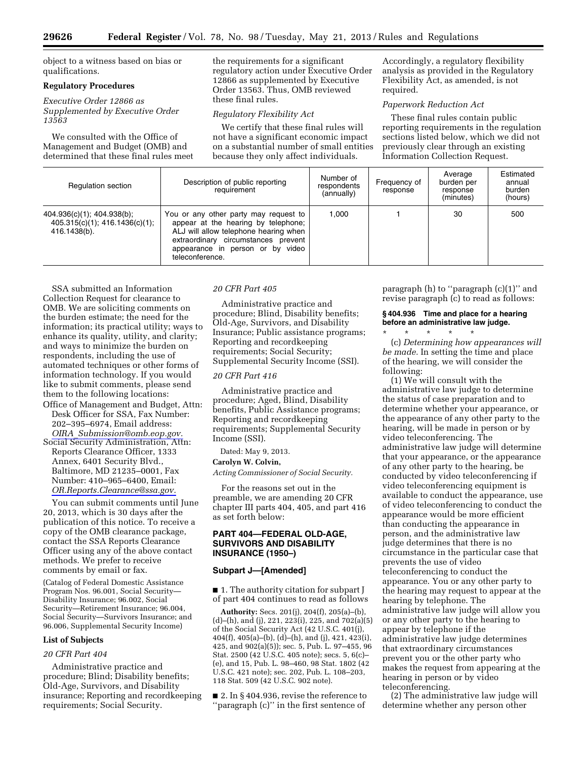object to a witness based on bias or qualifications.

**Regulatory Procedures**

*Executive Order 12866 as Supplemented by Executive Order 13563*

We consulted with the Office of Management and Budget (OMB) and determined that these final rules meet the requirements for a significant regulatory action under Executive Order 12866 as supplemented by Executive Order 13563. Thus, OMB reviewed these final rules.

*Regulatory Flexibility Act*

We certify that these final rules will not have a significant economic impact on a substantial number of small entities because they only affect individuals. Accordingly, a regulatory flexibility analysis as provided in the Regulatory Flexibility Act, as amended, is not required.

*Paperwork Reduction Act*

These final rules contain public reporting requirements in the regulation sections listed below, which we did not previously clear through an existing Information Collection Request.

| Regulation section | Description of public reporting requirement | Number of respondents (annually) | Frequency of response | Average burden per response (minutes) | Estimated annual burden (hours) |
|---|---|---|---|---|---|
| 404.936(c)(1); 404.938(b); 405.315(c)(1); 416.1436(c)(1); 416.1438(b). | You or any other party may request to appear at the hearing by telephone; ALJ will allow telephone hearing when extraordinary circumstances prevent appearance in person or by video teleconference. | 1,000 | 1 | 30 | 500 |

SSA submitted an Information Collection Request for clearance to OMB. We are soliciting comments on the burden estimate; the need for the information; its practical utility; ways to enhance its quality, utility, and clarity; and ways to minimize the burden on respondents, including the use of automated techniques or other forms of information technology. If you would like to submit comments, please send them to the following locations:

Office of Management and Budget, Attn: Desk Officer for SSA, Fax Number: 202–395–6974, Email address: *OIRA_Submission@omb.eop.gov.*

Social Security Administration, Attn: Reports Clearance Officer, 1333 Annex, 6401 Security Blvd., Baltimore, MD 21235–0001, Fax Number: 410–965–6400, Email: *OR.Reports.Clearance@ssa.gov.*

You can submit comments until June 20, 2013, which is 30 days after the publication of this notice. To receive a copy of the OMB clearance package, contact the SSA Reports Clearance Officer using any of the above contact methods. We prefer to receive comments by email or fax.

(Catalog of Federal Domestic Assistance Program Nos. 96.001, Social Security—Disability Insurance; 96.002, Social Security—Retirement Insurance; 96.004, Social Security—Survivors Insurance; and 96.006, Supplemental Security Income)

**List of Subjects**

*20 CFR Part 404*

Administrative practice and procedure; Blind; Disability benefits; Old-Age, Survivors, and Disability insurance; Reporting and recordkeeping requirements; Social Security.

*20 CFR Part 405*

Administrative practice and procedure; Blind, Disability benefits; Old-Age, Survivors, and Disability Insurance; Public assistance programs; Reporting and recordkeeping requirements; Social Security; Supplemental Security Income (SSI).

*20 CFR Part 416*

Administrative practice and procedure; Aged, Blind, Disability benefits, Public Assistance programs; Reporting and recordkeeping requirements; Supplemental Security Income (SSI).

Dated: May 9, 2013.

**Carolyn W. Colvin,**

*Acting Commissioner of Social Security.*

For the reasons set out in the preamble, we are amending 20 CFR chapter III parts 404, 405, and part 416 as set forth below:

## PART 404—FEDERAL OLD-AGE, SURVIVORS AND DISABILITY INSURANCE (1950–)

### Subpart J—[Amended]

■ 1. The authority citation for subpart J of part 404 continues to read as follows

**Authority:** Secs. 201(j), 204(f), 205(a)–(b), (d)–(h), and (j), 221, 223(i), 225, and 702(a)(5) of the Social Security Act (42 U.S.C. 401(j), 404(f), 405(a)–(b), (d)–(h), and (j), 421, 423(i), 425, and 902(a)(5)); sec. 5, Pub. L. 97–455, 96 Stat. 2500 (42 U.S.C. 405 note); secs. 5, 6(c)–(e), and 15, Pub. L. 98–460, 98 Stat. 1802 (42 U.S.C. 421 note); sec. 202, Pub. L. 108–203, 118 Stat. 509 (42 U.S.C. 902 note).

■ 2. In § 404.936, revise the reference to ''paragraph (c)'' in the first sentence of paragraph (h) to ''paragraph (c)(1)'' and revise paragraph (c) to read as follows:

**§ 404.936 Time and place for a hearing before an administrative law judge.**

\* \* \* \* \*

(c) *Determining how appearances will be made.* In setting the time and place of the hearing, we will consider the following:

(1) We will consult with the administrative law judge to determine the status of case preparation and to determine whether your appearance, or the appearance of any other party to the hearing, will be made in person or by video teleconferencing. The administrative law judge will determine that your appearance, or the appearance of any other party to the hearing, be conducted by video teleconferencing if video teleconferencing equipment is available to conduct the appearance, use of video teleconferencing to conduct the appearance would be more efficient than conducting the appearance in person, and the administrative law judge determines that there is no circumstance in the particular case that prevents the use of video teleconferencing to conduct the appearance. You or any other party to the hearing may request to appear at the hearing by telephone. The administrative law judge will allow you or any other party to the hearing to appear by telephone if the administrative law judge determines that extraordinary circumstances prevent you or the other party who makes the request from appearing at the hearing in person or by video teleconferencing.

(2) The administrative law judge will determine whether any person other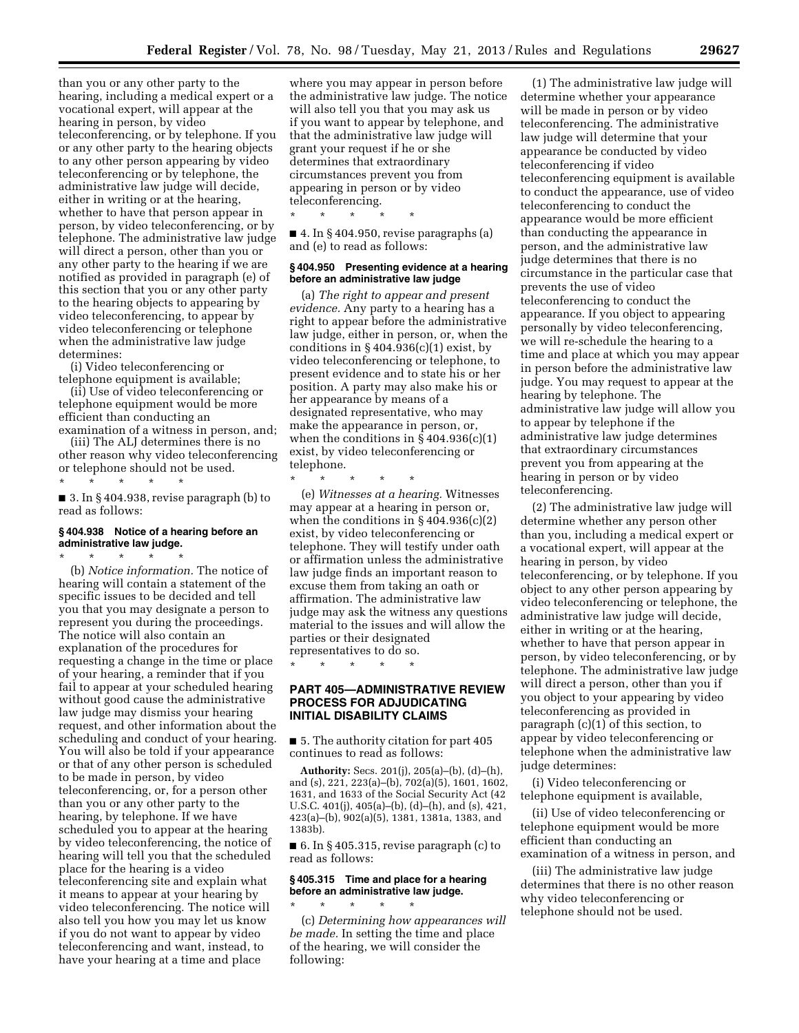than you or any other party to the hearing, including a medical expert or a vocational expert, will appear at the hearing in person, by video teleconferencing, or by telephone. If you or any other party to the hearing objects to any other person appearing by video teleconferencing or by telephone, the administrative law judge will decide, either in writing or at the hearing, whether to have that person appear in person, by video teleconferencing, or by telephone. The administrative law judge will direct a person, other than you or any other party to the hearing if we are notified as provided in paragraph (e) of this section that you or any other party to the hearing objects to appearing by video teleconferencing, to appear by video teleconferencing or telephone when the administrative law judge determines:

(i) Video teleconferencing or telephone equipment is available;

(ii) Use of video teleconferencing or telephone equipment would be more efficient than conducting an examination of a witness in person, and;

(iii) The ALJ determines there is no other reason why video teleconferencing or telephone should not be used.

\* \* \* \* \*

■ 3. In § 404.938, revise paragraph (b) to read as follows:

#### § 404.938 Notice of a hearing before an administrative law judge.

\* \* \* \* \*

(b) *Notice information.* The notice of hearing will contain a statement of the specific issues to be decided and tell you that you may designate a person to represent you during the proceedings. The notice will also contain an explanation of the procedures for requesting a change in the time or place of your hearing, a reminder that if you fail to appear at your scheduled hearing without good cause the administrative law judge may dismiss your hearing request, and other information about the scheduling and conduct of your hearing. You will also be told if your appearance or that of any other person is scheduled to be made in person, by video teleconferencing, or, for a person other than you or any other party to the hearing, by telephone. If we have scheduled you to appear at the hearing by video teleconferencing, the notice of hearing will tell you that the scheduled place for the hearing is a video teleconferencing site and explain what it means to appear at your hearing by video teleconferencing. The notice will also tell you how you may let us know if you do not want to appear by video teleconferencing and want, instead, to have your hearing at a time and place where you may appear in person before the administrative law judge. The notice will also tell you that you may ask us if you want to appear by telephone, and that the administrative law judge will grant your request if he or she determines that extraordinary circumstances prevent you from appearing in person or by video teleconferencing.

\* \* \* \* \*

■ 4. In § 404.950, revise paragraphs (a) and (e) to read as follows:

#### § 404.950 Presenting evidence at a hearing before an administrative law judge

(a) *The right to appear and present evidence.* Any party to a hearing has a right to appear before the administrative law judge, either in person, or, when the conditions in § 404.936(c)(1) exist, by video teleconferencing or telephone, to present evidence and to state his or her position. A party may also make his or her appearance by means of a designated representative, who may make the appearance in person, or, when the conditions in § 404.936(c)(1) exist, by video teleconferencing or telephone.

\* \* \* \* \*

(e) *Witnesses at a hearing.* Witnesses may appear at a hearing in person or, when the conditions in § 404.936(c)(2) exist, by video teleconferencing or telephone. They will testify under oath or affirmation unless the administrative law judge finds an important reason to excuse them from taking an oath or affirmation. The administrative law judge may ask the witness any questions material to the issues and will allow the parties or their designated representatives to do so.

\* \* \* \* \*

## PART 405—ADMINISTRATIVE REVIEW PROCESS FOR ADJUDICATING INITIAL DISABILITY CLAIMS

■ 5. The authority citation for part 405 continues to read as follows:

**Authority:** Secs. 201(j), 205(a)–(b), (d)–(h), and (s), 221, 223(a)–(b), 702(a)(5), 1601, 1602, 1631, and 1633 of the Social Security Act (42 U.S.C. 401(j), 405(a)–(b), (d)–(h), and (s), 421, 423(a)–(b), 902(a)(5), 1381, 1381a, 1383, and 1383b).

■ 6. In § 405.315, revise paragraph (c) to read as follows:

#### § 405.315 Time and place for a hearing before an administrative law judge.

\* \* \* \* \*

(c) *Determining how appearances will be made.* In setting the time and place of the hearing, we will consider the following:

(1) The administrative law judge will determine whether your appearance will be made in person or by video teleconferencing. The administrative law judge will determine that your appearance be conducted by video teleconferencing if video teleconferencing equipment is available to conduct the appearance, use of video teleconferencing to conduct the appearance would be more efficient than conducting the appearance in person, and the administrative law judge determines that there is no circumstance in the particular case that prevents the use of video teleconferencing to conduct the appearance. If you object to appearing personally by video teleconferencing, we will re-schedule the hearing to a time and place at which you may appear in person before the administrative law judge. You may request to appear at the hearing by telephone. The administrative law judge will allow you to appear by telephone if the administrative law judge determines that extraordinary circumstances prevent you from appearing at the hearing in person or by video teleconferencing.

(2) The administrative law judge will determine whether any person other than you, including a medical expert or a vocational expert, will appear at the hearing in person, by video teleconferencing, or by telephone. If you object to any other person appearing by video teleconferencing or telephone, the administrative law judge will decide, either in writing or at the hearing, whether to have that person appear in person, by video teleconferencing, or by telephone. The administrative law judge will direct a person, other than you if you object to your appearing by video teleconferencing as provided in paragraph (c)(1) of this section, to appear by video teleconferencing or telephone when the administrative law judge determines:

(i) Video teleconferencing or telephone equipment is available,

(ii) Use of video teleconferencing or telephone equipment would be more efficient than conducting an examination of a witness in person, and

(iii) The administrative law judge determines that there is no other reason why video teleconferencing or telephone should not be used.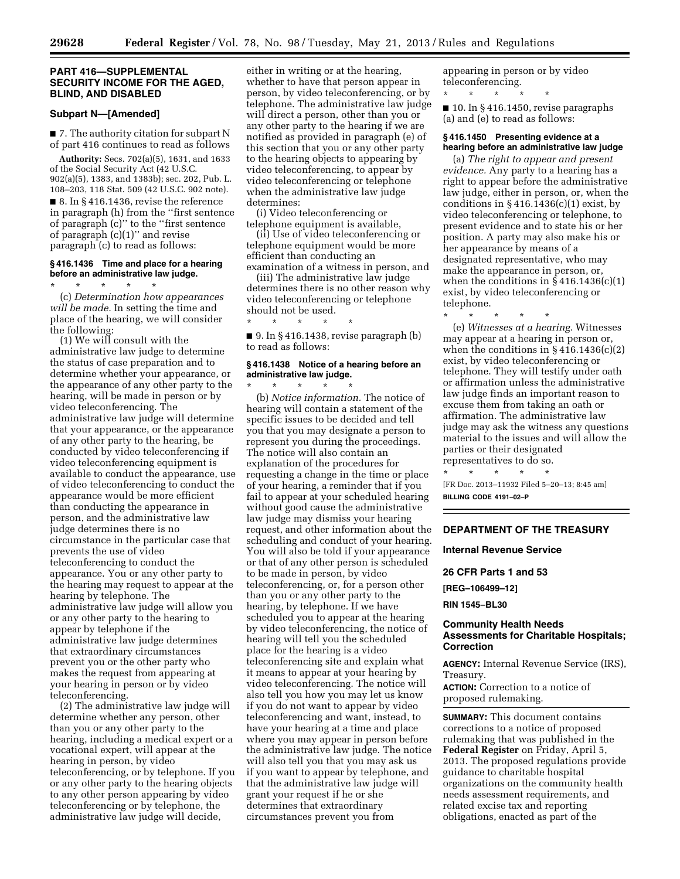## PART 416—SUPPLEMENTAL SECURITY INCOME FOR THE AGED, BLIND, AND DISABLED

### Subpart N—[Amended]

■ 7. The authority citation for subpart N of part 416 continues to read as follows

**Authority:** Secs. 702(a)(5), 1631, and 1633 of the Social Security Act (42 U.S.C. 902(a)(5), 1383, and 1383b); sec. 202, Pub. L. 108–203, 118 Stat. 509 (42 U.S.C. 902 note).

■ 8. In § 416.1436, revise the reference in paragraph (h) from the ''first sentence of paragraph (c)'' to the ''first sentence of paragraph (c)(1)'' and revise paragraph (c) to read as follows:

#### § 416.1436 Time and place for a hearing before an administrative law judge.

\* \* \* \* \*

(c) *Determination how appearances will be made.* In setting the time and place of the hearing, we will consider the following:

(1) We will consult with the administrative law judge to determine the status of case preparation and to determine whether your appearance, or the appearance of any other party to the hearing, will be made in person or by video teleconferencing. The administrative law judge will determine that your appearance, or the appearance of any other party to the hearing, be conducted by video teleconferencing if video teleconferencing equipment is available to conduct the appearance, use of video teleconferencing to conduct the appearance would be more efficient than conducting the appearance in person, and the administrative law judge determines there is no circumstance in the particular case that prevents the use of video teleconferencing to conduct the appearance. You or any other party to the hearing may request to appear at the hearing by telephone. The administrative law judge will allow you or any other party to the hearing to appear by telephone if the administrative law judge determines that extraordinary circumstances prevent you or the other party who makes the request from appearing at your hearing in person or by video teleconferencing.

(2) The administrative law judge will determine whether any person, other than you or any other party to the hearing, including a medical expert or a vocational expert, will appear at the hearing in person, by video teleconferencing, or by telephone. If you or any other party to the hearing objects to any other person appearing by video teleconferencing or by telephone, the administrative law judge will decide, either in writing or at the hearing, whether to have that person appear in person, by video teleconferencing, or by telephone. The administrative law judge will direct a person, other than you or any other party to the hearing if we are notified as provided in paragraph (e) of this section that you or any other party to the hearing objects to appearing by video teleconferencing, to appear by video teleconferencing or telephone when the administrative law judge determines:

(i) Video teleconferencing or telephone equipment is available,

(ii) Use of video teleconferencing or telephone equipment would be more efficient than conducting an examination of a witness in person, and

(iii) The administrative law judge determines there is no other reason why video teleconferencing or telephone should not be used.

\* \* \* \* \*

■ 9. In § 416.1438, revise paragraph (b) to read as follows:

#### § 416.1438 Notice of a hearing before an administrative law judge.

\* \* \* \* \*

(b) *Notice information.* The notice of hearing will contain a statement of the specific issues to be decided and tell you that you may designate a person to represent you during the proceedings. The notice will also contain an explanation of the procedures for requesting a change in the time or place of your hearing, a reminder that if you fail to appear at your scheduled hearing without good cause the administrative law judge may dismiss your hearing request, and other information about the scheduling and conduct of your hearing. You will also be told if your appearance or that of any other person is scheduled to be made in person, by video teleconferencing, or, for a person other than you or any other party to the hearing, by telephone. If we have scheduled you to appear at the hearing by video teleconferencing, the notice of hearing will tell you the scheduled place for the hearing is a video teleconferencing site and explain what it means to appear at your hearing by video teleconferencing. The notice will also tell you how you may let us know if you do not want to appear by video teleconferencing and want, instead, to have your hearing at a time and place where you may appear in person before the administrative law judge. The notice will also tell you that you may ask us if you want to appear by telephone, and that the administrative law judge will grant your request if he or she determines that extraordinary circumstances prevent you from appearing in person or by video teleconferencing.

\* \* \* \* \*

■ 10. In § 416.1450, revise paragraphs (a) and (e) to read as follows:

#### § 416.1450 Presenting evidence at a hearing before an administrative law judge

(a) *The right to appear and present evidence.* Any party to a hearing has a right to appear before the administrative law judge, either in person, or, when the conditions in § 416.1436(c)(1) exist, by video teleconferencing or telephone, to present evidence and to state his or her position. A party may also make his or her appearance by means of a designated representative, who may make the appearance in person, or, when the conditions in § 416.1436(c)(1) exist, by video teleconferencing or telephone.

\* \* \* \* \*

(e) *Witnesses at a hearing.* Witnesses may appear at a hearing in person or, when the conditions in § 416.1436(c)(2) exist, by video teleconferencing or telephone. They will testify under oath or affirmation unless the administrative law judge finds an important reason to excuse them from taking an oath or affirmation. The administrative law judge may ask the witness any questions material to the issues and will allow the parties or their designated representatives to do so.

\* \* \* \* \*

[FR Doc. 2013–11932 Filed 5–20–13; 8:45 am]

**BILLING CODE 4191–02–P**

---

## DEPARTMENT OF THE TREASURY

### Internal Revenue Service

### 26 CFR Parts 1 and 53

**[REG–106499–12]**

**RIN 1545–BL30**

### Community Health Needs Assessments for Charitable Hospitals; Correction

**AGENCY:** Internal Revenue Service (IRS), Treasury.

**ACTION:** Correction to a notice of proposed rulemaking.

**SUMMARY:** This document contains corrections to a notice of proposed rulemaking that was published in the **Federal Register** on Friday, April 5, 2013. The proposed regulations provide guidance to charitable hospital organizations on the community health needs assessment requirements, and related excise tax and reporting obligations, enacted as part of the